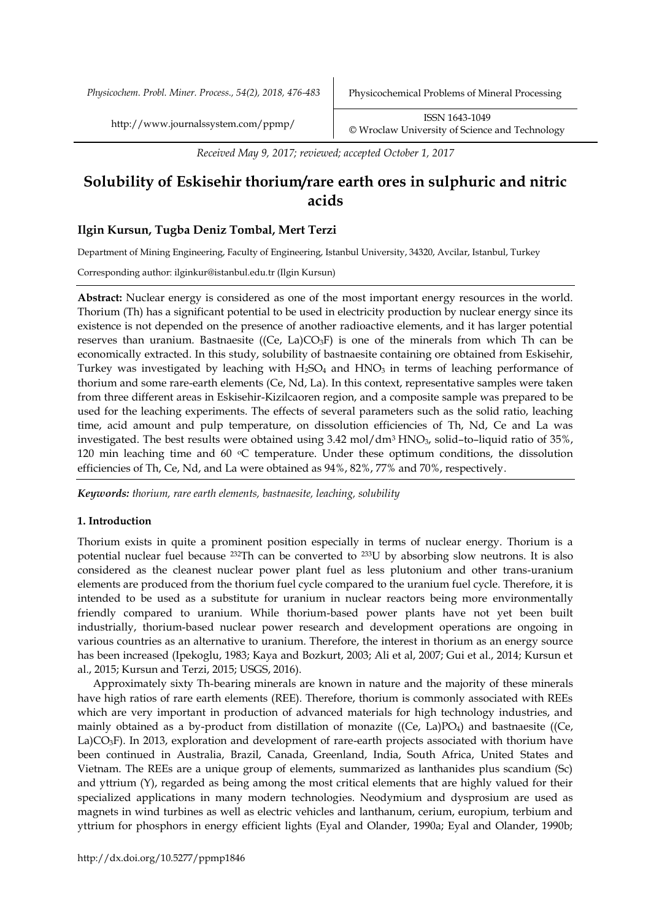*Received May 9, 2017; reviewed; accepted October 1, 2017*

# Solubility of Eskisehir thorium/rare earth ores in sulphuric and nitric acids

**Ilgin Kursun, Tugba Deniz Tombal, Mert Terzi**

Department of Mining Engineering, Faculty of Engineering, Istanbul University, 34320, Avcilar, Istanbul, Turkey

Corresponding author: ilginkur@istanbul.edu.tr (Ilgin Kursun)

**Abstract:** Nuclear energy is considered as one of the most important energy resources in the world. Thorium (Th) has a significant potential to be used in electricity production by nuclear energy since its existence is not depended on the presence of another radioactive elements, and it has larger potential reserves than uranium. Bastnaesite ((Ce, La)$CO_3F$) is one of the minerals from which Th can be economically extracted. In this study, solubility of bastnaesite containing ore obtained from Eskisehir, Turkey was investigated by leaching with $H_2SO_4$ and $HNO_3$ in terms of leaching performance of thorium and some rare-earth elements (Ce, Nd, La). In this context, representative samples were taken from three different areas in Eskisehir-Kizilcaoren region, and a composite sample was prepared to be used for the leaching experiments. The effects of several parameters such as the solid ratio, leaching time, acid amount and pulp temperature, on dissolution efficiencies of Th, Nd, Ce and La was investigated. The best results were obtained using 3.42 mol/dm$^3$ $HNO_3$, solid–to–liquid ratio of 35%, 120 min leaching time and 60 $^{o}$C temperature. Under these optimum conditions, the dissolution efficiencies of Th, Ce, Nd, and La were obtained as 94%, 82%, 77% and 70%, respectively.

*Keywords:* *thorium, rare earth elements, bastnaesite, leaching, solubility*

## 1. Introduction

Thorium exists in quite a prominent position especially in terms of nuclear energy. Thorium is a potential nuclear fuel because $^{232}$Th can be converted to $^{233}$U by absorbing slow neutrons. It is also considered as the cleanest nuclear power plant fuel as less plutonium and other trans-uranium elements are produced from the thorium fuel cycle compared to the uranium fuel cycle. Therefore, it is intended to be used as a substitute for uranium in nuclear reactors being more environmentally friendly compared to uranium. While thorium-based power plants have not yet been built industrially, thorium-based nuclear power research and development operations are ongoing in various countries as an alternative to uranium. Therefore, the interest in thorium as an energy source has been increased (Ipekoglu, 1983; Kaya and Bozkurt, 2003; Ali et al, 2007; Gui et al., 2014; Kursun et al., 2015; Kursun and Terzi, 2015; USGS, 2016).

Approximately sixty Th-bearing minerals are known in nature and the majority of these minerals have high ratios of rare earth elements (REE). Therefore, thorium is commonly associated with REEs which are very important in production of advanced materials for high technology industries, and mainly obtained as a by-product from distillation of monazite ((Ce, La)$PO_4$) and bastnaesite ((Ce, La)$CO_3F$). In 2013, exploration and development of rare-earth projects associated with thorium have been continued in Australia, Brazil, Canada, Greenland, India, South Africa, United States and Vietnam. The REEs are a unique group of elements, summarized as lanthanides plus scandium (Sc) and yttrium (Y), regarded as being among the most critical elements that are highly valued for their specialized applications in many modern technologies. Neodymium and dysprosium are used as magnets in wind turbines as well as electric vehicles and lanthanum, cerium, europium, terbium and yttrium for phosphors in energy efficient lights (Eyal and Olander, 1990a; Eyal and Olander, 1990b;

http://dx.doi.org/10.5277/ppmp1846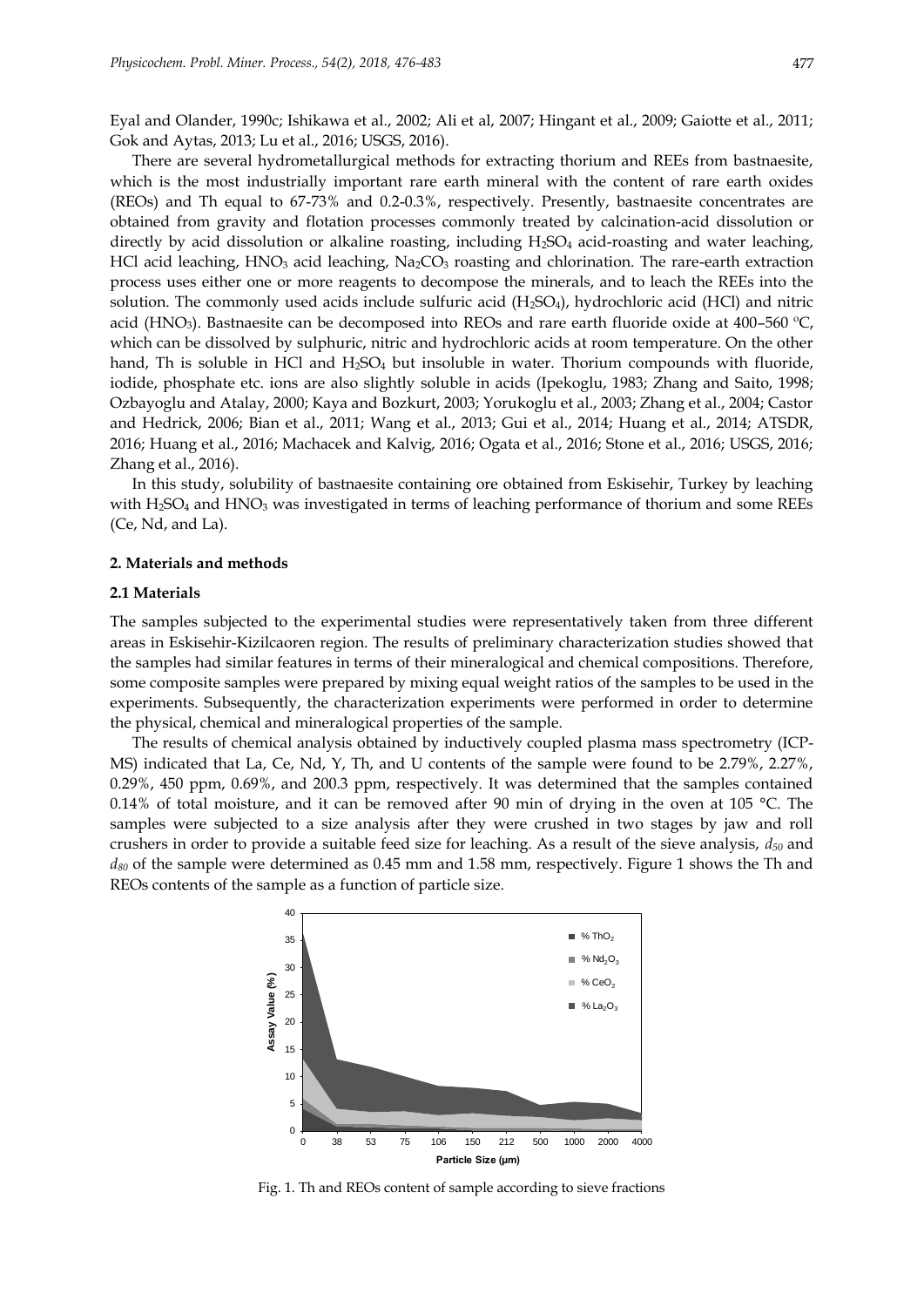Eyal and Olander, 1990c; Ishikawa et al., 2002; Ali et al, 2007; Hingant et al., 2009; Gaiotte et al., 2011; Gok and Aytas, 2013; Lu et al., 2016; USGS, 2016).

There are several hydrometallurgical methods for extracting thorium and REEs from bastnaesite, which is the most industrially important rare earth mineral with the content of rare earth oxides (REOs) and Th equal to 67-73% and 0.2-0.3%, respectively. Presently, bastnaesite concentrates are obtained from gravity and flotation processes commonly treated by calcination-acid dissolution or directly by acid dissolution or alkaline roasting, including $H_2SO_4$ acid-roasting and water leaching, HCl acid leaching, $HNO_3$ acid leaching, $Na_2CO_3$ roasting and chlorination. The rare-earth extraction process uses either one or more reagents to decompose the minerals, and to leach the REEs into the solution. The commonly used acids include sulfuric acid ($H_2SO_4$), hydrochloric acid (HCl) and nitric acid ($HNO_3$). Bastnaesite can be decomposed into REOs and rare earth fluoride oxide at 400–560 °C, which can be dissolved by sulphuric, nitric and hydrochloric acids at room temperature. On the other hand, Th is soluble in HCl and $H_2SO_4$ but insoluble in water. Thorium compounds with fluoride, iodide, phosphate etc. ions are also slightly soluble in acids (Ipekoglu, 1983; Zhang and Saito, 1998; Ozbayoglu and Atalay, 2000; Kaya and Bozkurt, 2003; Yorukoglu et al., 2003; Zhang et al., 2004; Castor and Hedrick, 2006; Bian et al., 2011; Wang et al., 2013; Gui et al., 2014; Huang et al., 2014; ATSDR, 2016; Huang et al., 2016; Machacek and Kalvig, 2016; Ogata et al., 2016; Stone et al., 2016; USGS, 2016; Zhang et al., 2016).

In this study, solubility of bastnaesite containing ore obtained from Eskisehir, Turkey by leaching with $H_2SO_4$ and $HNO_3$ was investigated in terms of leaching performance of thorium and some REEs (Ce, Nd, and La).

## 2. Materials and methods

### 2.1 Materials

The samples subjected to the experimental studies were representatively taken from three different areas in Eskisehir-Kizilcaoren region. The results of preliminary characterization studies showed that the samples had similar features in terms of their mineralogical and chemical compositions. Therefore, some composite samples were prepared by mixing equal weight ratios of the samples to be used in the experiments. Subsequently, the characterization experiments were performed in order to determine the physical, chemical and mineralogical properties of the sample.

The results of chemical analysis obtained by inductively coupled plasma mass spectrometry (ICP-MS) indicated that La, Ce, Nd, Y, Th, and U contents of the sample were found to be 2.79%, 2.27%, 0.29%, 450 ppm, 0.69%, and 200.3 ppm, respectively. It was determined that the samples contained 0.14% of total moisture, and it can be removed after 90 min of drying in the oven at 105 °C. The samples were subjected to a size analysis after they were crushed in two stages by jaw and roll crushers in order to provide a suitable feed size for leaching. As a result of the sieve analysis, $d_{50}$ and $d_{80}$ of the sample were determined as 0.45 mm and 1.58 mm, respectively. Figure 1 shows the Th and REOs contents of the sample as a function of particle size.

Fig. 1. Th and REOs content of sample according to sieve fractions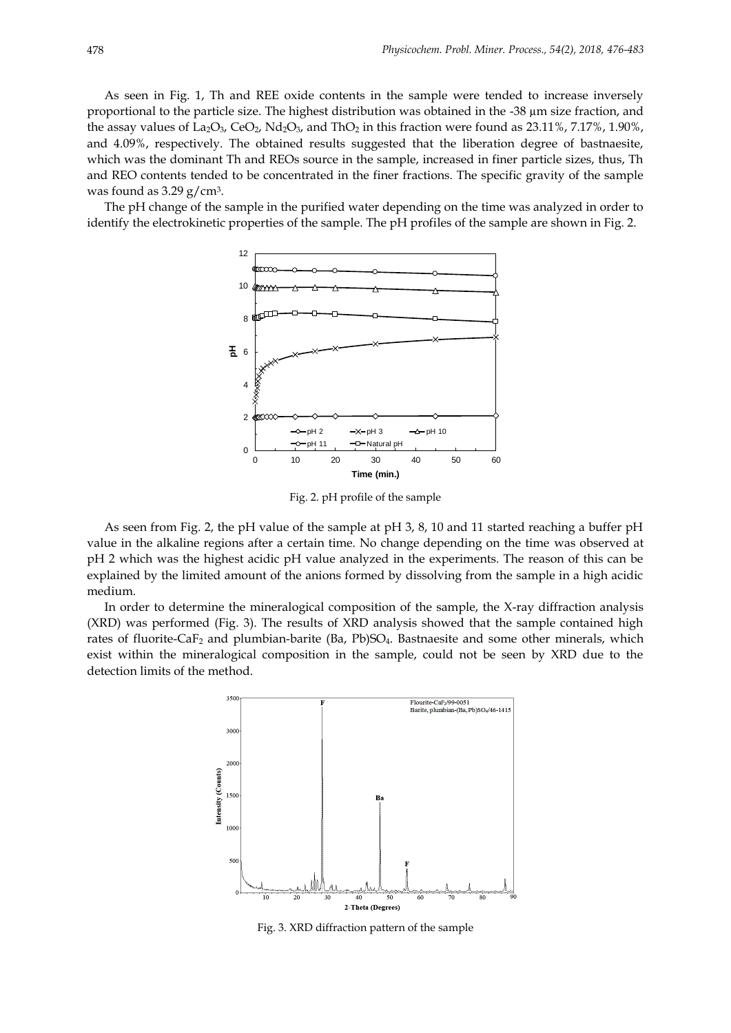As seen in Fig. 1, Th and REE oxide contents in the sample were tended to increase inversely proportional to the particle size. The highest distribution was obtained in the -38 µm size fraction, and the assay values of $La_2O_3$, $CeO_2$, $Nd_2O_3$, and $ThO_2$ in this fraction were found as 23.11%, 7.17%, 1.90%, and 4.09%, respectively. The obtained results suggested that the liberation degree of bastnaesite, which was the dominant Th and REOs source in the sample, increased in finer particle sizes, thus, Th and REO contents tended to be concentrated in the finer fractions. The specific gravity of the sample was found as 3.29 $g/cm^3$.

The pH change of the sample in the purified water depending on the time was analyzed in order to identify the electrokinetic properties of the sample. The pH profiles of the sample are shown in Fig. 2.

Fig. 2. pH profile of the sample

As seen from Fig. 2, the pH value of the sample at pH 3, 8, 10 and 11 started reaching a buffer pH value in the alkaline regions after a certain time. No change depending on the time was observed at pH 2 which was the highest acidic pH value analyzed in the experiments. The reason of this can be explained by the limited amount of the anions formed by dissolving from the sample in a high acidic medium.

In order to determine the mineralogical composition of the sample, the X-ray diffraction analysis (XRD) was performed (Fig. 3). The results of XRD analysis showed that the sample contained high rates of fluorite-$CaF_2$ and plumbian-barite $(Ba, Pb)SO_4$. Bastnaesite and some other minerals, which exist within the mineralogical composition in the sample, could not be seen by XRD due to the detection limits of the method.

Fig. 3. XRD diffraction pattern of the sample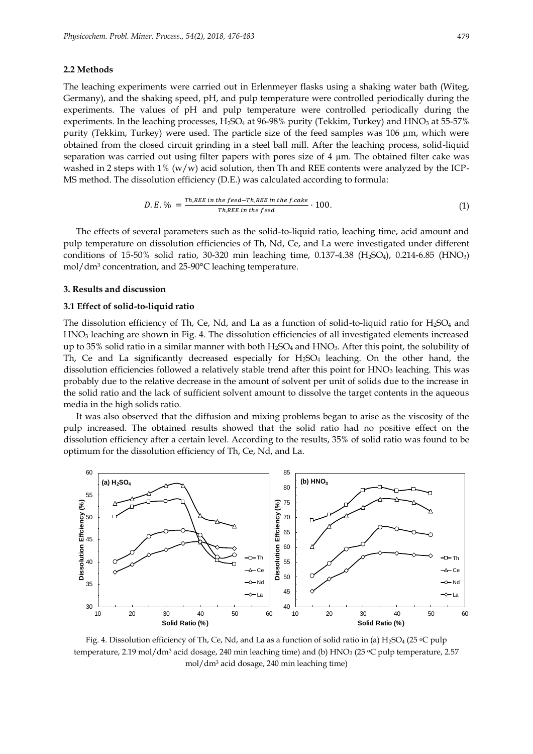### 2.2 Methods

The leaching experiments were carried out in Erlenmeyer flasks using a shaking water bath (Witeg, Germany), and the shaking speed, pH, and pulp temperature were controlled periodically during the experiments. The values of pH and pulp temperature were controlled periodically during the experiments. In the leaching processes, $H_2SO_4$ at 96-98% purity (Tekkim, Turkey) and $HNO_3$ at 55-57% purity (Tekkim, Turkey) were used. The particle size of the feed samples was 106 µm, which were obtained from the closed circuit grinding in a steel ball mill. After the leaching process, solid-liquid separation was carried out using filter papers with pores size of 4 µm. The obtained filter cake was washed in 2 steps with 1% (w/w) acid solution, then Th and REE contents were analyzed by the ICP-MS method. The dissolution efficiency (D.E.) was calculated according to formula:

$$D.E.\% = \frac{Th,REE\ in\ the\ feed - Th,REE\ in\ the\ f.cake}{Th,REE\ in\ the\ feed} \cdot 100. \quad (1)$$

The effects of several parameters such as the solid-to-liquid ratio, leaching time, acid amount and pulp temperature on dissolution efficiencies of Th, Nd, Ce, and La were investigated under different conditions of 15-50% solid ratio, 30-320 min leaching time, 0.137-4.38 ($H_2SO_4$), 0.214-6.85 ($HNO_3$) mol/dm$^3$ concentration, and 25-90°C leaching temperature.

## 3. Results and discussion

### 3.1 Effect of solid-to-liquid ratio

The dissolution efficiency of Th, Ce, Nd, and La as a function of solid-to-liquid ratio for $H_2SO_4$ and $HNO_3$ leaching are shown in Fig. 4. The dissolution efficiencies of all investigated elements increased up to 35% solid ratio in a similar manner with both $H_2SO_4$ and $HNO_3$. After this point, the solubility of Th, Ce and La significantly decreased especially for $H_2SO_4$ leaching. On the other hand, the dissolution efficiencies followed a relatively stable trend after this point for $HNO_3$ leaching. This was probably due to the relative decrease in the amount of solvent per unit of solids due to the increase in the solid ratio and the lack of sufficient solvent amount to dissolve the target contents in the aqueous media in the high solids ratio.

It was also observed that the diffusion and mixing problems began to arise as the viscosity of the pulp increased. The obtained results showed that the solid ratio had no positive effect on the dissolution efficiency after a certain level. According to the results, 35% of solid ratio was found to be optimum for the dissolution efficiency of Th, Ce, Nd, and La.

Fig. 4. Dissolution efficiency of Th, Ce, Nd, and La as a function of solid ratio in (a) $H_2SO_4$ (25 °C pulp temperature, 2.19 mol/dm$^3$ acid dosage, 240 min leaching time) and (b) $HNO_3$ (25 °C pulp temperature, 2.57 mol/dm$^3$ acid dosage, 240 min leaching time)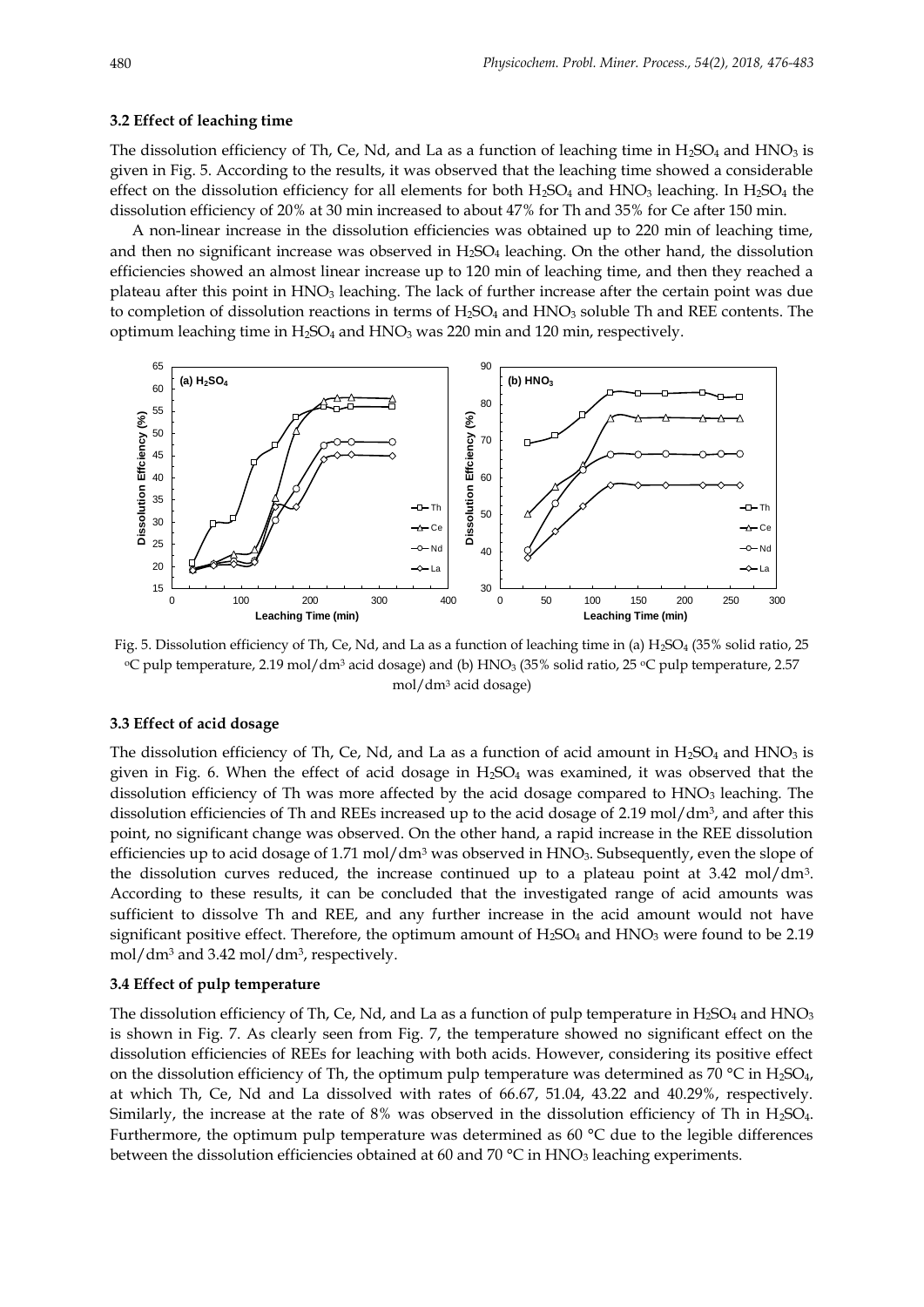### 3.2 Effect of leaching time

The dissolution efficiency of Th, Ce, Nd, and La as a function of leaching time in $H_2SO_4$ and $HNO_3$ is given in Fig. 5. According to the results, it was observed that the leaching time showed a considerable effect on the dissolution efficiency for all elements for both $H_2SO_4$ and $HNO_3$ leaching. In $H_2SO_4$ the dissolution efficiency of 20% at 30 min increased to about 47% for Th and 35% for Ce after 150 min.

A non-linear increase in the dissolution efficiencies was obtained up to 220 min of leaching time, and then no significant increase was observed in $H_2SO_4$ leaching. On the other hand, the dissolution efficiencies showed an almost linear increase up to 120 min of leaching time, and then they reached a plateau after this point in $HNO_3$ leaching. The lack of further increase after the certain point was due to completion of dissolution reactions in terms of $H_2SO_4$ and $HNO_3$ soluble Th and REE contents. The optimum leaching time in $H_2SO_4$ and $HNO_3$ was 220 min and 120 min, respectively.

Fig. 5. Dissolution efficiency of Th, Ce, Nd, and La as a function of leaching time in (a) $H_2SO_4$ (35% solid ratio, 25 °C pulp temperature, 2.19 mol/dm$^3$ acid dosage) and (b) $HNO_3$ (35% solid ratio, 25 °C pulp temperature, 2.57 mol/dm$^3$ acid dosage)

### 3.3 Effect of acid dosage

The dissolution efficiency of Th, Ce, Nd, and La as a function of acid amount in $H_2SO_4$ and $HNO_3$ is given in Fig. 6. When the effect of acid dosage in $H_2SO_4$ was examined, it was observed that the dissolution efficiency of Th was more affected by the acid dosage compared to $HNO_3$ leaching. The dissolution efficiencies of Th and REEs increased up to the acid dosage of 2.19 mol/dm$^3$, and after this point, no significant change was observed. On the other hand, a rapid increase in the REE dissolution efficiencies up to acid dosage of 1.71 mol/dm$^3$ was observed in $HNO_3$. Subsequently, even the slope of the dissolution curves reduced, the increase continued up to a plateau point at 3.42 mol/dm$^3$. According to these results, it can be concluded that the investigated range of acid amounts was sufficient to dissolve Th and REE, and any further increase in the acid amount would not have significant positive effect. Therefore, the optimum amount of $H_2SO_4$ and $HNO_3$ were found to be 2.19 mol/dm$^3$ and 3.42 mol/dm$^3$, respectively.

### 3.4 Effect of pulp temperature

The dissolution efficiency of Th, Ce, Nd, and La as a function of pulp temperature in $H_2SO_4$ and $HNO_3$ is shown in Fig. 7. As clearly seen from Fig. 7, the temperature showed no significant effect on the dissolution efficiencies of REEs for leaching with both acids. However, considering its positive effect on the dissolution efficiency of Th, the optimum pulp temperature was determined as 70 °C in $H_2SO_4$, at which Th, Ce, Nd and La dissolved with rates of 66.67, 51.04, 43.22 and 40.29%, respectively. Similarly, the increase at the rate of 8% was observed in the dissolution efficiency of Th in $H_2SO_4$. Furthermore, the optimum pulp temperature was determined as 60 °C due to the legible differences between the dissolution efficiencies obtained at 60 and 70 °C in $HNO_3$ leaching experiments.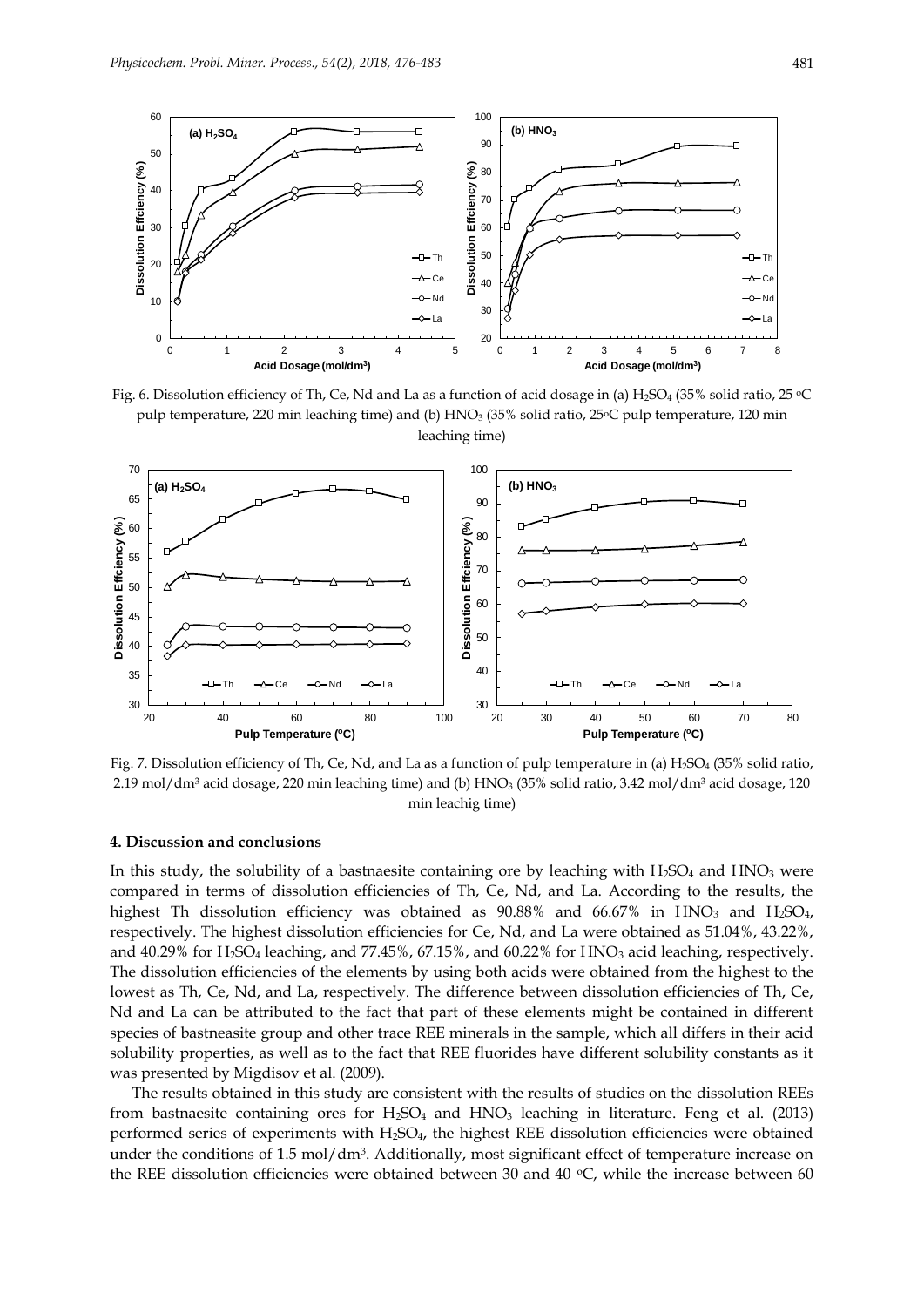Fig. 6. Dissolution efficiency of Th, Ce, Nd and La as a function of acid dosage in (a) $H_2SO_4$ (35% solid ratio, 25 °C pulp temperature, 220 min leaching time) and (b) $HNO_3$ (35% solid ratio, 25°C pulp temperature, 120 min leaching time)

Fig. 7. Dissolution efficiency of Th, Ce, Nd, and La as a function of pulp temperature in (a) $H_2SO_4$ (35% solid ratio, 2.19 mol/dm$^3$ acid dosage, 220 min leaching time) and (b) $HNO_3$ (35% solid ratio, 3.42 mol/dm$^3$ acid dosage, 120 min leachig time)

#### 4. Discussion and conclusions

In this study, the solubility of a bastnaesite containing ore by leaching with $H_2SO_4$ and $HNO_3$ were compared in terms of dissolution efficiencies of Th, Ce, Nd, and La. According to the results, the highest Th dissolution efficiency was obtained as 90.88% and 66.67% in $HNO_3$ and $H_2SO_4$, respectively. The highest dissolution efficiencies for Ce, Nd, and La were obtained as 51.04%, 43.22%, and 40.29% for $H_2SO_4$ leaching, and 77.45%, 67.15%, and 60.22% for $HNO_3$ acid leaching, respectively. The dissolution efficiencies of the elements by using both acids were obtained from the highest to the lowest as Th, Ce, Nd, and La, respectively. The difference between dissolution efficiencies of Th, Ce, Nd and La can be attributed to the fact that part of these elements might be contained in different species of bastneasite group and other trace REE minerals in the sample, which all differs in their acid solubility properties, as well as to the fact that REE fluorides have different solubility constants as it was presented by Migdisov et al. (2009).

The results obtained in this study are consistent with the results of studies on the dissolution REEs from bastnaesite containing ores for $H_2SO_4$ and $HNO_3$ leaching in literature. Feng et al. (2013) performed series of experiments with $H_2SO_4$, the highest REE dissolution efficiencies were obtained under the conditions of 1.5 mol/dm$^3$. Additionally, most significant effect of temperature increase on the REE dissolution efficiencies were obtained between 30 and 40 °C, while the increase between 60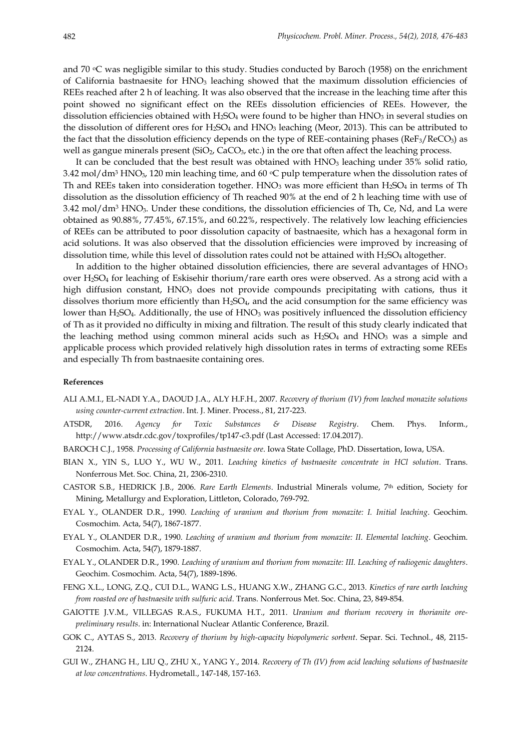and 70 °C was negligible similar to this study. Studies conducted by Baroch (1958) on the enrichment of California bastnaesite for $HNO_3$ leaching showed that the maximum dissolution efficiencies of REEs reached after 2 h of leaching. It was also observed that the increase in the leaching time after this point showed no significant effect on the REEs dissolution efficiencies of REEs. However, the dissolution efficiencies obtained with $H_2SO_4$ were found to be higher than $HNO_3$ in several studies on the dissolution of different ores for $H_2SO_4$ and $HNO_3$ leaching (Meor, 2013). This can be attributed to the fact that the dissolution efficiency depends on the type of REE-containing phases ($ReF_3$/$ReCO_3$) as well as gangue minerals present ($SiO_2$, $CaCO_3$, etc.) in the ore that often affect the leaching process.

It can be concluded that the best result was obtained with $HNO_3$ leaching under 35% solid ratio, 3.42 mol/dm$^3$ $HNO_3$, 120 min leaching time, and 60 °C pulp temperature when the dissolution rates of Th and REEs taken into consideration together. $HNO_3$ was more efficient than $H_2SO_4$ in terms of Th dissolution as the dissolution efficiency of Th reached 90% at the end of 2 h leaching time with use of 3.42 mol/dm$^3$ $HNO_3$. Under these conditions, the dissolution efficiencies of Th, Ce, Nd, and La were obtained as 90.88%, 77.45%, 67.15%, and 60.22%, respectively. The relatively low leaching efficiencies of REEs can be attributed to poor dissolution capacity of bastnaesite, which has a hexagonal form in acid solutions. It was also observed that the dissolution efficiencies were improved by increasing of dissolution time, while this level of dissolution rates could not be attained with $H_2SO_4$ altogether.

In addition to the higher obtained dissolution efficiencies, there are several advantages of $HNO_3$ over $H_2SO_4$ for leaching of Eskisehir thorium/rare earth ores were observed. As a strong acid with a high diffusion constant, $HNO_3$ does not provide compounds precipitating with cations, thus it dissolves thorium more efficiently than $H_2SO_4$, and the acid consumption for the same efficiency was lower than $H_2SO_4$. Additionally, the use of $HNO_3$ was positively influenced the dissolution efficiency of Th as it provided no difficulty in mixing and filtration. The result of this study clearly indicated that the leaching method using common mineral acids such as $H_2SO_4$ and $HNO_3$ was a simple and applicable process which provided relatively high dissolution rates in terms of extracting some REEs and especially Th from bastnaesite containing ores.

#### References

ALI A.M.I., EL-NADI Y.A., DAOUD J.A., ALY H.F.H., 2007. *Recovery of thorium (IV) from leached monazite solutions using counter-current extraction*. Int. J. Miner. Process., 81, 217-223.

ATSDR, 2016. *Agency for Toxic Substances & Disease Registry*. Chem. Phys. Inform., http://www.atsdr.cdc.gov/toxprofiles/tp147-c3.pdf (Last Accessed: 17.04.2017).

BAROCH C.J., 1958. *Processing of California bastnaesite ore*. Iowa State Collage, PhD. Dissertation, Iowa, USA.

BIAN X., YIN S., LUO Y., WU W., 2011. *Leaching kinetics of bastnaesite concentrate in HCl solution*. Trans. Nonferrous Met. Soc. China, 21, 2306-2310.

CASTOR S.B., HEDRICK J.B., 2006. *Rare Earth Elements*. Industrial Minerals volume, 7th edition, Society for Mining, Metallurgy and Exploration, Littleton, Colorado, 769-792.

EYAL Y., OLANDER D.R., 1990. *Leaching of uranium and thorium from monazite: I. Initial leaching*. Geochim. Cosmochim. Acta, 54(7), 1867-1877.

EYAL Y., OLANDER D.R., 1990. *Leaching of uranium and thorium from monazite: II. Elemental leaching*. Geochim. Cosmochim. Acta, 54(7), 1879-1887.

EYAL Y., OLANDER D.R., 1990. *Leaching of uranium and thorium from monazite: III. Leaching of radiogenic daughters*. Geochim. Cosmochim. Acta, 54(7), 1889-1896.

FENG X.L., LONG, Z.Q., CUI D.L., WANG L.S., HUANG X.W., ZHANG G.C., 2013. *Kinetics of rare earth leaching from roasted ore of bastnaesite with sulfuric acid*. Trans. Nonferrous Met. Soc. China, 23, 849-854.

GAIOTTE J.V.M., VILLEGAS R.A.S., FUKUMA H.T., 2011. *Uranium and thorium recovery in thorianite ore-preliminary results*. in: International Nuclear Atlantic Conference, Brazil.

GOK C., AYTAS S., 2013. *Recovery of thorium by high-capacity biopolymeric sorbent*. Separ. Sci. Technol., 48, 2115-2124.

GUI W., ZHANG H., LIU Q., ZHU X., YANG Y., 2014. *Recovery of Th (IV) from acid leaching solutions of bastnaesite at low concentrations*. Hydrometall., 147-148, 157-163.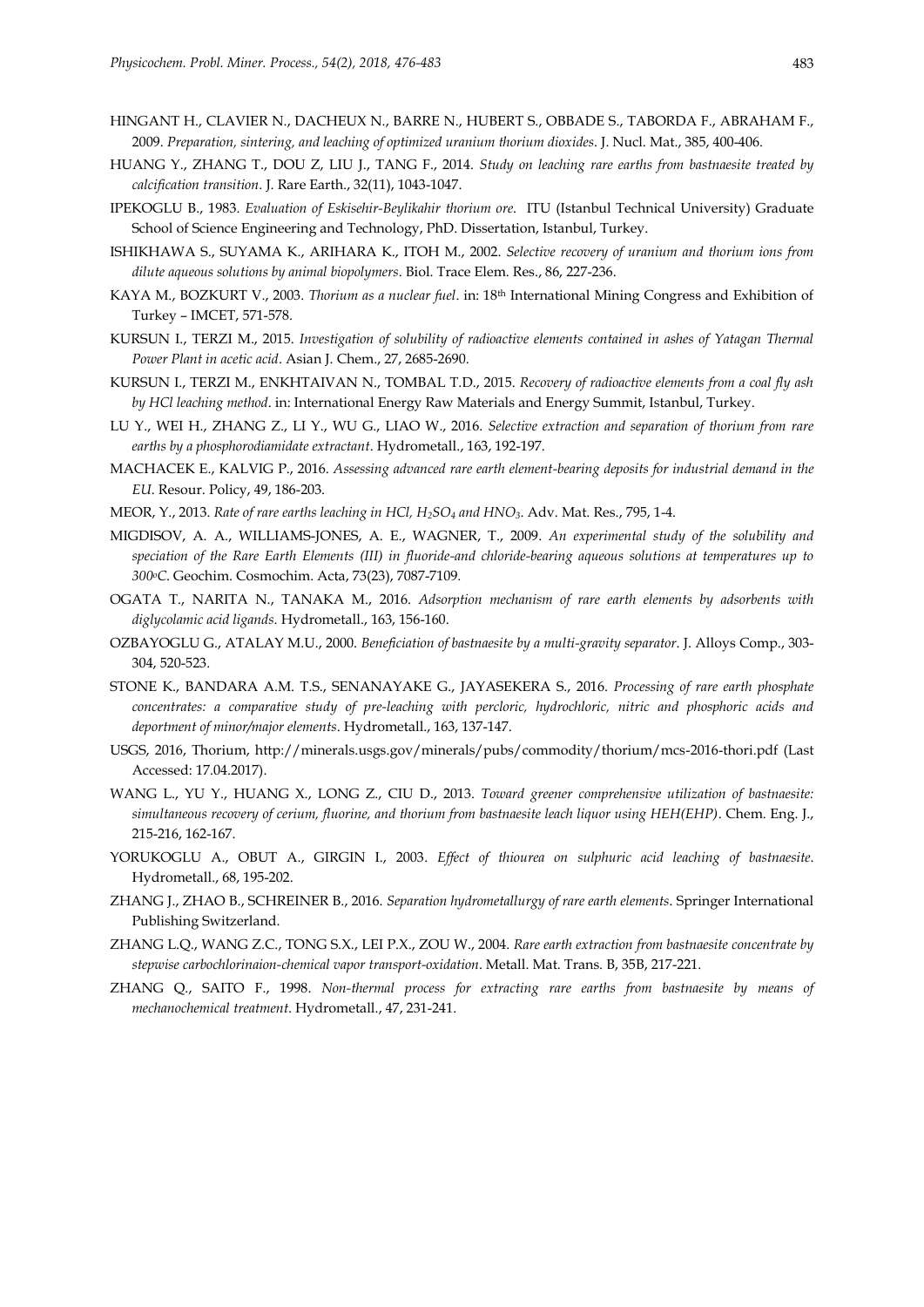HINGANT H., CLAVIER N., DACHEUX N., BARRE N., HUBERT S., OBBADE S., TABORDA F., ABRAHAM F., 2009. *Preparation, sintering, and leaching of optimized uranium thorium dioxides*. J. Nucl. Mat., 385, 400-406.

HUANG Y., ZHANG T., DOU Z, LIU J., TANG F., 2014. *Study on leaching rare earths from bastnaesite treated by calcification transition*. J. Rare Earth., 32(11), 1043-1047.

IPEKOGLU B., 1983. *Evaluation of Eskisehir-Beylikahir thorium ore*. ITU (Istanbul Technical University) Graduate School of Science Engineering and Technology, PhD. Dissertation, Istanbul, Turkey.

ISHIKHAWA S., SUYAMA K., ARIHARA K., ITOH M., 2002. *Selective recovery of uranium and thorium ions from dilute aqueous solutions by animal biopolymers*. Biol. Trace Elem. Res., 86, 227-236.

KAYA M., BOZKURT V., 2003. *Thorium as a nuclear fuel*. in: 18th International Mining Congress and Exhibition of Turkey – IMCET, 571-578.

KURSUN I., TERZI M., 2015. *Investigation of solubility of radioactive elements contained in ashes of Yatagan Thermal Power Plant in acetic acid*. Asian J. Chem., 27, 2685-2690.

KURSUN I., TERZI M., ENKHTAIVAN N., TOMBAL T.D., 2015. *Recovery of radioactive elements from a coal fly ash by HCl leaching method*. in: International Energy Raw Materials and Energy Summit, Istanbul, Turkey.

LU Y., WEI H., ZHANG Z., LI Y., WU G., LIAO W., 2016. *Selective extraction and separation of thorium from rare earths by a phosphorodiamidate extractant*. Hydrometall., 163, 192-197.

MACHACEK E., KALVIG P., 2016. *Assessing advanced rare earth element-bearing deposits for industrial demand in the EU*. Resour. Policy, 49, 186-203.

MEOR, Y., 2013. *Rate of rare earths leaching in HCl, $H_2SO_4$ and $HNO_3$*. Adv. Mat. Res., 795, 1-4.

MIGDISOV, A. A., WILLIAMS-JONES, A. E., WAGNER, T., 2009. *An experimental study of the solubility and speciation of the Rare Earth Elements (III) in fluoride-and chloride-bearing aqueous solutions at temperatures up to 300°C*. Geochim. Cosmochim. Acta, 73(23), 7087-7109.

OGATA T., NARITA N., TANAKA M., 2016. *Adsorption mechanism of rare earth elements by adsorbents with diglycolamic acid ligands*. Hydrometall., 163, 156-160.

OZBAYOGLU G., ATALAY M.U., 2000. *Beneficiation of bastnaesite by a multi-gravity separator*. J. Alloys Comp., 303-304, 520-523.

STONE K., BANDARA A.M. T.S., SENANAYAKE G., JAYASEKERA S., 2016. *Processing of rare earth phosphate concentrates: a comparative study of pre-leaching with percloric, hydrochloric, nitric and phosphoric acids and deportment of minor/major elements*. Hydrometall., 163, 137-147.

USGS, 2016, Thorium, http://minerals.usgs.gov/minerals/pubs/commodity/thorium/mcs-2016-thori.pdf (Last Accessed: 17.04.2017).

WANG L., YU Y., HUANG X., LONG Z., CIU D., 2013. *Toward greener comprehensive utilization of bastnaesite: simultaneous recovery of cerium, fluorine, and thorium from bastnaesite leach liquor using HEH(EHP)*. Chem. Eng. J., 215-216, 162-167.

YORUKOGLU A., OBUT A., GIRGIN I., 2003. *Effect of thiourea on sulphuric acid leaching of bastnaesite*. Hydrometall., 68, 195-202.

ZHANG J., ZHAO B., SCHREINER B., 2016. *Separation hydrometallurgy of rare earth elements*. Springer International Publishing Switzerland.

ZHANG L.Q., WANG Z.C., TONG S.X., LEI P.X., ZOU W., 2004. *Rare earth extraction from bastnaesite concentrate by stepwise carbochlorinaion-chemical vapor transport-oxidation*. Metall. Mat. Trans. B, 35B, 217-221.

ZHANG Q., SAITO F., 1998. *Non-thermal process for extracting rare earths from bastnaesite by means of mechanochemical treatment*. Hydrometall., 47, 231-241.